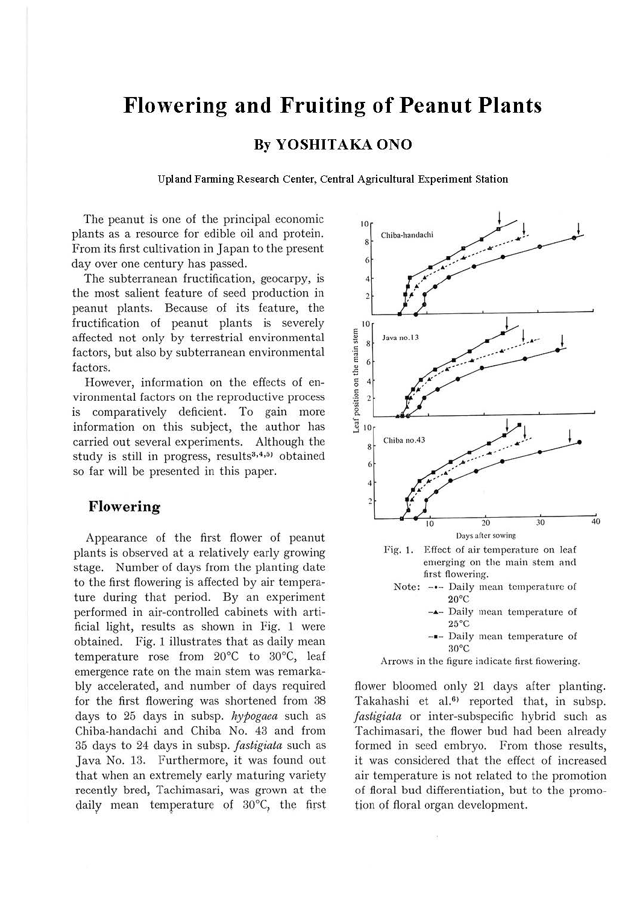# Flowering and Fruiting of Peanut Plants

## By YOSHITAKA ONO

Upland Farming Research Center, Central Agricultural Experiment Station

The peanut is one of the principal economic plants as a resource for edible oil and protein. From its first cultivation in Japan to the present day over one century has passed.

The subterranean fructification, geocarpy, is the most salient feature of seed production in peanut plants. Because of its feature, the fructification of peanut plants is severely affected not only by terrestrial environmental factors, but also by subterranean environmental factors.

However, information on the effects of environmental factors on the reproductive process is comparatively deficient. To gain more information on this subject, the author has carried out several experiments. Although the study is still in progress, results[3,4,5] obtained so far will be presented in this paper.

## Flowering

Appearance of the first flower of peanut plants is observed at a relatively early growing stage. Number of days from the planting date to the first flowering is affected by air temperature during that period. By an experiment performed in air-controlled cabinets with artificial light, results as shown in Fig. 1 were obtained. Fig. 1 illustrates that as daily mean temperature rose from 20°C to 30°C, leaf emergence rate on the main stem was remarkably accelerated, and number of days required for the first flowering was shortened from 38 days to 25 days in subsp. *hypogaea* such as Chiba-handachi and Chiba No. 43 and from 35 days to 24 days in subsp. *fastigiata* such as Java No. 13. Furthermore, it was found out that when an extremely early maturing variety recently bred, Tachimasari, was grown at the daily mean temperature of 30°C, the first flower bloomed only 21 days after planting. Takahashi et al.[6] reported that, in subsp. *fastigiata* or inter-subspecific hybrid such as Tachimasari, the flower bud had been already formed in seed embryo. From those results, it was considered that the effect of increased air temperature is not related to the promotion of floral bud differentiation, but to the promotion of floral organ development.

Fig. 1. Effect of air temperature on leaf emerging on the main stem and first flowering.

Note: –•– Daily mean temperature of 20°C
–▲– Daily mean temperature of 25°C
–■– Daily mean temperature of 30°C

Arrows in the figure indicate first flowering.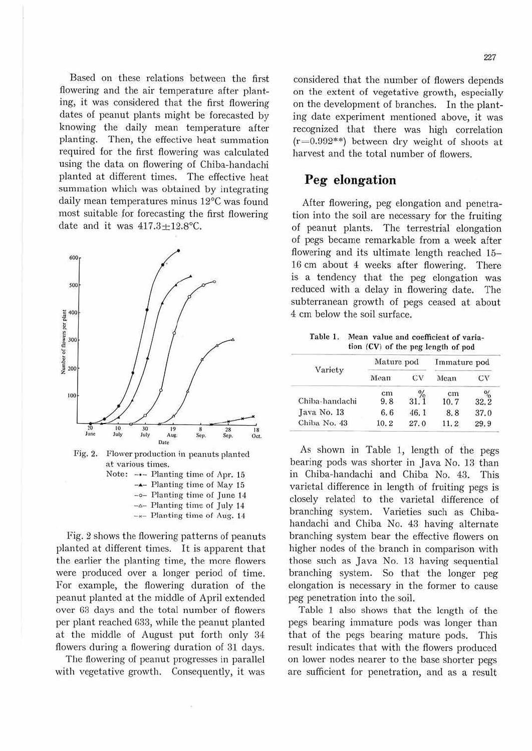Based on these relations between the first flowering and the air temperature after planting, it was considered that the first flowering dates of peanut plants might be forecasted by knowing the daily mean temperature after planting. Then, the effective heat summation required for the first flowering was calculated using the data on flowering of Chiba-handachi planted at different times. The effective heat summation which was obtained by integrating daily mean temperatures minus 12°C was found most suitable for forecasting the first flowering date and it was 417.3±12.8°C.

Fig. 2. Flower production in peanuts planted at various times.
Note: –•– Planting time of Apr. 15
–▲– Planting time of May 15
–○– Planting time of June 14
–△– Planting time of July 14
–×– Planting time of Aug. 14

Fig. 2 shows the flowering patterns of peanuts planted at different times. It is apparent that the earlier the planting time, the more flowers were produced over a longer period of time. For example, the flowering duration of the peanut planted at the middle of April extended over 63 days and the total number of flowers per plant reached 633, while the peanut planted at the middle of August put forth only 34 flowers during a flowering duration of 31 days.

The flowering of peanut progresses in parallel with vegetative growth. Consequently, it was considered that the number of flowers depends on the extent of vegetative growth, especially on the development of branches. In the planting date experiment mentioned above, it was recognized that there was high correlation ($r=0.992^{**}$) between dry weight of shoots at harvest and the total number of flowers.

## Peg elongation

After flowering, peg elongation and penetration into the soil are necessary for the fruiting of peanut plants. The terrestrial elongation of pegs became remarkable from a week after flowering and its ultimate length reached 15–16 cm about 4 weeks after flowering. There is a tendency that the peg elongation was reduced with a delay in flowering date. The subterranean growth of pegs ceased at about 4 cm below the soil surface.

**Table 1. Mean value and coefficient of variation (CV) of the peg length of pod**

| Variety | Mature pod | | Immature pod | |
|---|---|---|---|---|
| | Mean | CV | Mean | CV |
| | cm | % | cm | % |
| Chiba-handachi | 9.8 | 31.1 | 10.7 | 32.2 |
| Java No. 13 | 6.6 | 46.1 | 8.8 | 37.0 |
| Chiba No. 43 | 10.2 | 27.0 | 11.2 | 29.9 |

As shown in Table 1, length of the pegs bearing pods was shorter in Java No. 13 than in Chiba-handachi and Chiba No. 43. This varietal difference in length of fruiting pegs is closely related to the varietal difference of branching system. Varieties such as Chiba-handachi and Chiba No. 43 having alternate branching system bear the effective flowers on higher nodes of the branch in comparison with those such as Java No. 13 having sequential branching system. So that the longer peg elongation is necessary in the former to cause peg penetration into the soil.

Table 1 also shows that the length of the pegs bearing immature pods was longer than that of the pegs bearing mature pods. This result indicates that with the flowers produced on lower nodes nearer to the base shorter pegs are sufficient for penetration, and as a result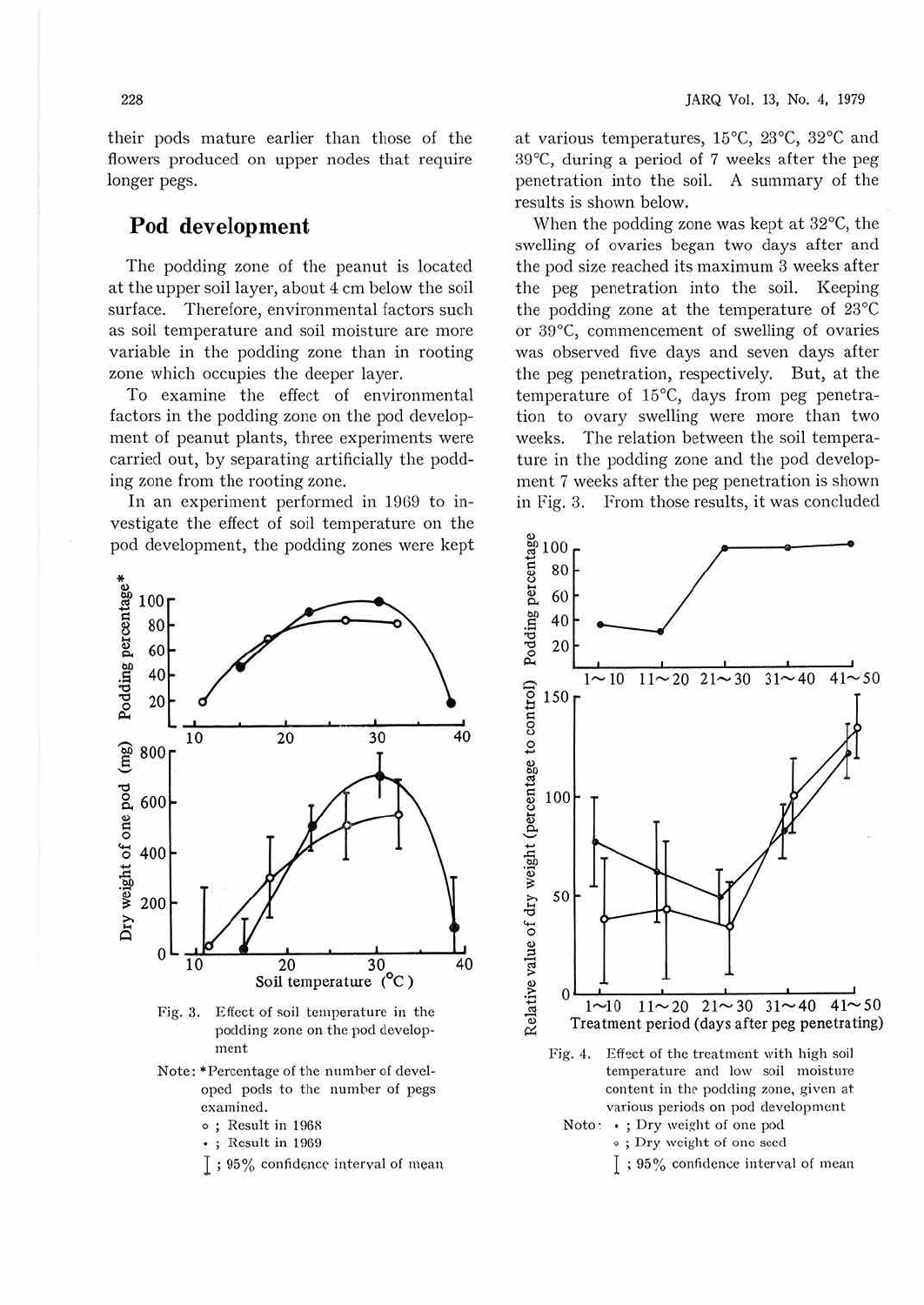their pods mature earlier than those of the flowers produced on upper nodes that require longer pegs.

## Pod development

The podding zone of the peanut is located at the upper soil layer, about 4 cm below the soil surface. Therefore, environmental factors such as soil temperature and soil moisture are more variable in the podding zone than in rooting zone which occupies the deeper layer.

To examine the effect of environmental factors in the podding zone on the pod development of peanut plants, three experiments were carried out, by separating artificially the podding zone from the rooting zone.

In an experiment performed in 1969 to investigate the effect of soil temperature on the pod development, the podding zones were kept at various temperatures, 15°C, 23°C, 32°C and 39°C, during a period of 7 weeks after the peg penetration into the soil. A summary of the results is shown below.

When the podding zone was kept at 32°C, the swelling of ovaries began two days after and the pod size reached its maximum 3 weeks after the peg penetration into the soil. Keeping the podding zone at the temperature of 23°C or 39°C, commencement of swelling of ovaries was observed five days and seven days after the peg penetration, respectively. But, at the temperature of 15°C, days from peg penetration to ovary swelling were more than two weeks. The relation between the soil temperature in the podding zone and the pod development 7 weeks after the peg penetration is shown in Fig. 3. From those results, it was concluded

Fig. 3. Effect of soil temperature in the podding zone on the pod development

Note: *Percentage of the number of developed pods to the number of pegs examined.
- ∘ ; Result in 1968
- • ; Result in 1969
- I ; 95% confidence interval of mean

Fig. 4. Effect of the treatment with high soil temperature and low soil moisture content in the podding zone, given at various periods on pod development

Note:
- • ; Dry weight of one pod
- ∘ ; Dry weight of one seed
- I ; 95% confidence interval of mean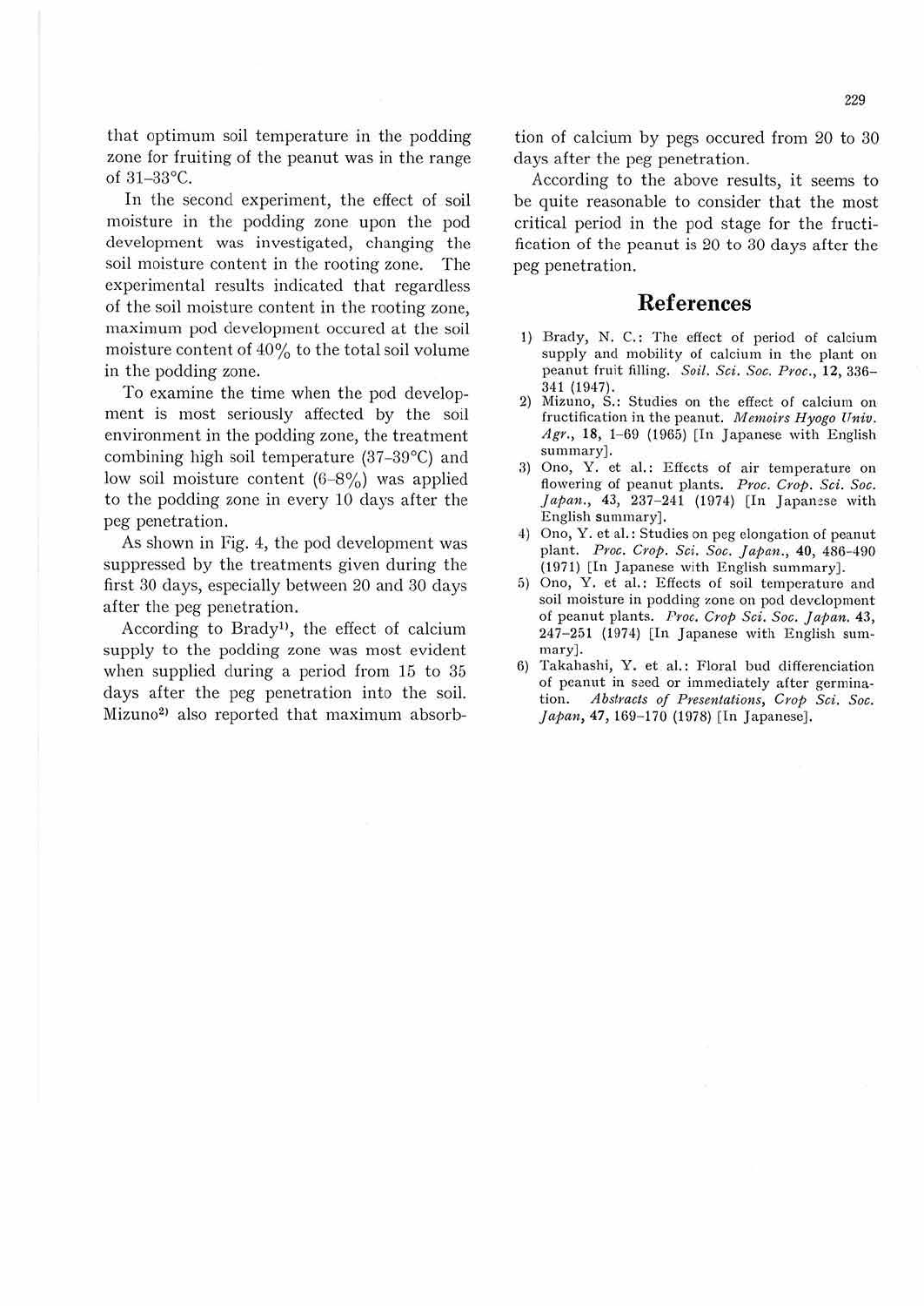that optimum soil temperature in the podding zone for fruiting of the peanut was in the range of 31–33°C.

In the second experiment, the effect of soil moisture in the podding zone upon the pod development was investigated, changing the soil moisture content in the rooting zone. The experimental results indicated that regardless of the soil moisture content in the rooting zone, maximum pod development occured at the soil moisture content of 40% to the total soil volume in the podding zone.

To examine the time when the pod development is most seriously affected by the soil environment in the podding zone, the treatment combining high soil temperature (37–39°C) and low soil moisture content (6–8%) was applied to the podding zone in every 10 days after the peg penetration.

As shown in Fig. 4, the pod development was suppressed by the treatments given during the first 30 days, especially between 20 and 30 days after the peg penetration.

According to Brady[1], the effect of calcium supply to the podding zone was most evident when supplied during a period from 15 to 35 days after the peg penetration into the soil. Mizuno[2] also reported that maximum absorption of calcium by pegs occured from 20 to 30 days after the peg penetration.

According to the above results, it seems to be quite reasonable to consider that the most critical period in the pod stage for the fructification of the peanut is 20 to 30 days after the peg penetration.

## References

1) Brady, N. C.: The effect of period of calcium supply and mobility of calcium in the plant on peanut fruit filling. *Soil. Sci. Soc. Proc.*, **12**, 336–341 (1947).
2) Mizuno, S.: Studies on the effect of calcium on fructification in the peanut. *Memoirs Hyogo Univ. Agr.*, **18**, 1–69 (1965) [In Japanese with English summary].
3) Ono, Y. et al.: Effects of air temperature on flowering of peanut plants. *Proc. Crop. Sci. Soc. Japan.*, **43**, 237–241 (1974) [In Japanese with English summary].
4) Ono, Y. et al.: Studies on peg elongation of peanut plant. *Proc. Crop. Sci. Soc. Japan.*, **40**, 486–490 (1971) [In Japanese with English summary].
5) Ono, Y. et al.: Effects of soil temperature and soil moisture in podding zone on pod development of peanut plants. *Proc. Crop Sci. Soc. Japan.* **43**, 247–251 (1974) [In Japanese with English summary].
6) Takahashi, Y. et al.: Floral bud differenciation of peanut in seed or immediately after germination. *Abstracts of Presentations, Crop Sci. Soc. Japan*, **47**, 169–170 (1978) [In Japanese].